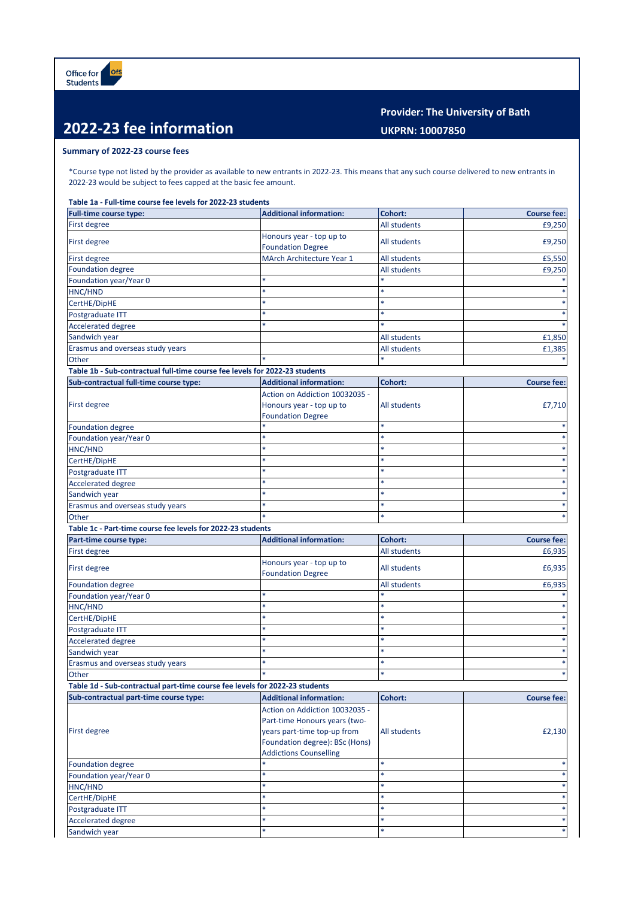Office for Students

# 2022-23 fee information

**Provider: The University of Bath**

**UKPRN: 10007850**

## Summary of 2022-23 course fees

*Course type not listed by the provider as available to new entrants in 2022-23. This means that any such course delivered to new entrants in 2022-23 would be subject to fees capped at the basic fee amount.

### Table 1a - Full-time course fee levels for 2022-23 students

| Full-time course type: | Additional information: | Cohort: | Course fee: |
|---|---|---|---|
| First degree | | All students | £9,250 |
| First degree | Honours year - top up to Foundation Degree | All students | £9,250 |
| First degree | MArch Architecture Year 1 | All students | £5,550 |
| Foundation degree | | All students | £9,250 |
| Foundation year/Year 0 | * | * | * |
| HNC/HND | * | * | * |
| CertHE/DipHE | * | * | * |
| Postgraduate ITT | * | * | * |
| Accelerated degree | * | * | * |
| Sandwich year | | All students | £1,850 |
| Erasmus and overseas study years | | All students | £1,385 |
| Other | * | * | * |

### Table 1b - Sub-contractual full-time course fee levels for 2022-23 students

| Sub-contractual full-time course type: | Additional information: | Cohort: | Course fee: |
|---|---|---|---|
| First degree | Action on Addiction 10032035 - Honours year - top up to Foundation Degree | All students | £7,710 |
| Foundation degree | * | * | * |
| Foundation year/Year 0 | * | * | * |
| HNC/HND | * | * | * |
| CertHE/DipHE | * | * | * |
| Postgraduate ITT | * | * | * |
| Accelerated degree | * | * | * |
| Sandwich year | * | * | * |
| Erasmus and overseas study years | * | * | * |
| Other | * | * | * |

### Table 1c - Part-time course fee levels for 2022-23 students

| Part-time course type: | Additional information: | Cohort: | Course fee: |
|---|---|---|---|
| First degree | | All students | £6,935 |
| First degree | Honours year - top up to Foundation Degree | All students | £6,935 |
| Foundation degree | | All students | £6,935 |
| Foundation year/Year 0 | * | * | * |
| HNC/HND | * | * | * |
| CertHE/DipHE | * | * | * |
| Postgraduate ITT | * | * | * |
| Accelerated degree | * | * | * |
| Sandwich year | * | * | * |
| Erasmus and overseas study years | * | * | * |
| Other | * | * | * |

### Table 1d - Sub-contractual part-time course fee levels for 2022-23 students

| Sub-contractual part-time course type: | Additional information: | Cohort: | Course fee: |
|---|---|---|---|
| First degree | Action on Addiction 10032035 - Part-time Honours years (two-years part-time top-up from Foundation degree): BSc (Hons) Addictions Counselling | All students | £2,130 |
| Foundation degree | * | * | * |
| Foundation year/Year 0 | * | * | * |
| HNC/HND | * | * | * |
| CertHE/DipHE | * | * | * |
| Postgraduate ITT | * | * | * |
| Accelerated degree | * | * | * |
| Sandwich year | * | * | * |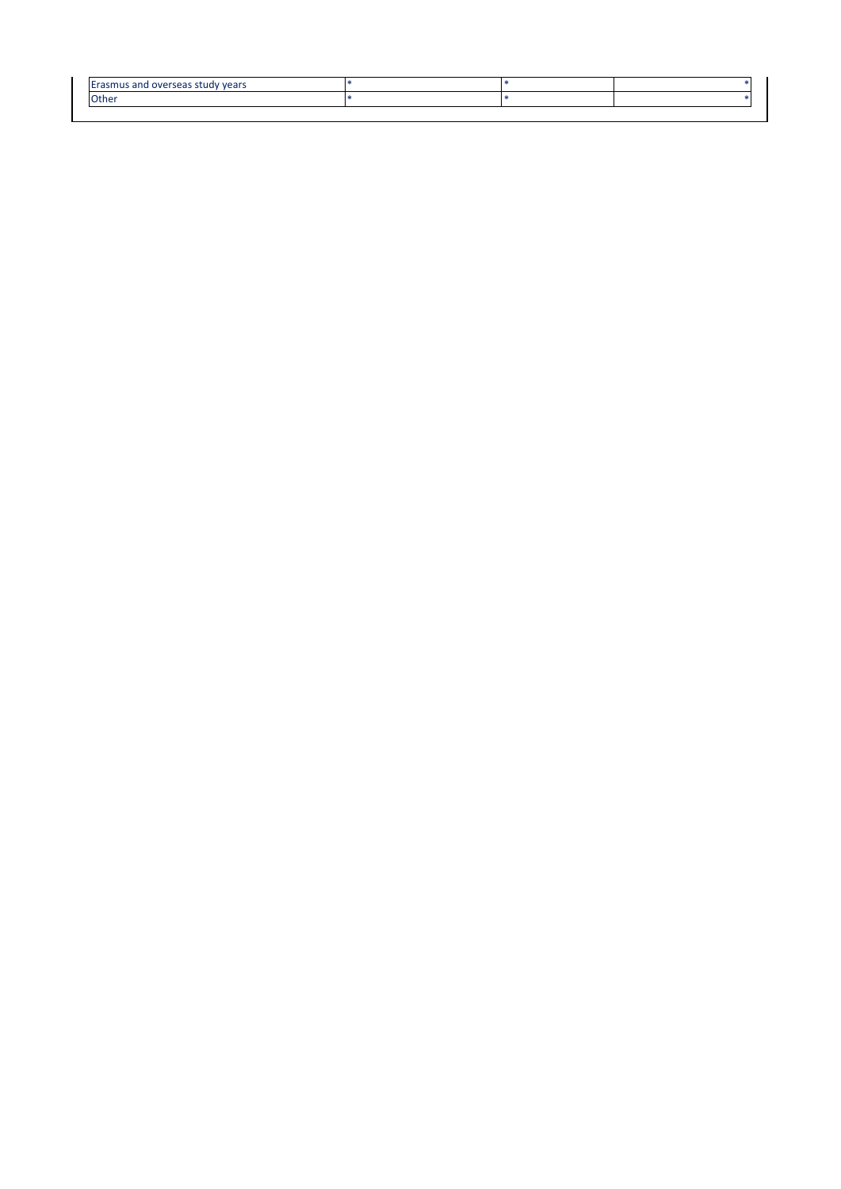| | | | |
|---|---|---|---|
| Erasmus and overseas study years | * | * | * |
| Other | * | * | * |